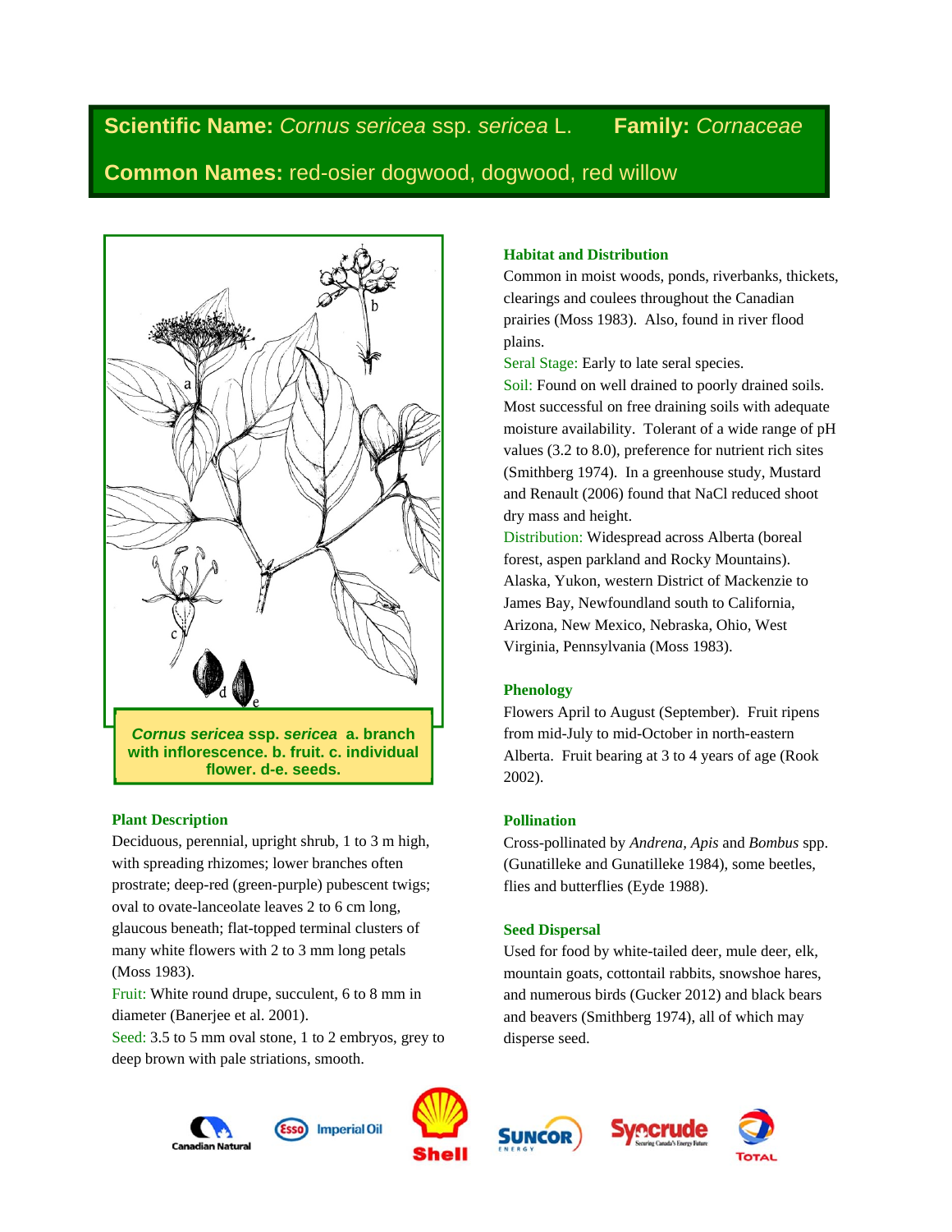**Scientific Name:** *Cornus sericea* ssp. *sericea* L. **Family:** *Cornaceae*

**Common Names:** red-osier dogwood, dogwood, red willow

***Cornus sericea* ssp. *sericea* a. branch with inflorescence. b. fruit. c. individual flower. d-e. seeds.**

## Plant Description

Deciduous, perennial, upright shrub, 1 to 3 m high, with spreading rhizomes; lower branches often prostrate; deep-red (green-purple) pubescent twigs; oval to ovate-lanceolate leaves 2 to 6 cm long, glaucous beneath; flat-topped terminal clusters of many white flowers with 2 to 3 mm long petals (Moss 1983).

Fruit: White round drupe, succulent, 6 to 8 mm in diameter (Banerjee et al. 2001).

Seed: 3.5 to 5 mm oval stone, 1 to 2 embryos, grey to deep brown with pale striations, smooth.

## Habitat and Distribution

Common in moist woods, ponds, riverbanks, thickets, clearings and coulees throughout the Canadian prairies (Moss 1983). Also, found in river flood plains.

Seral Stage: Early to late seral species.

Soil: Found on well drained to poorly drained soils. Most successful on free draining soils with adequate moisture availability. Tolerant of a wide range of pH values (3.2 to 8.0), preference for nutrient rich sites (Smithberg 1974). In a greenhouse study, Mustard and Renault (2006) found that NaCl reduced shoot dry mass and height.

Distribution: Widespread across Alberta (boreal forest, aspen parkland and Rocky Mountains). Alaska, Yukon, western District of Mackenzie to James Bay, Newfoundland south to California, Arizona, New Mexico, Nebraska, Ohio, West Virginia, Pennsylvania (Moss 1983).

## Phenology

Flowers April to August (September). Fruit ripens from mid-July to mid-October in north-eastern Alberta. Fruit bearing at 3 to 4 years of age (Rook 2002).

## Pollination

Cross-pollinated by *Andrena*, *Apis* and *Bombus* spp. (Gunatilleke and Gunatilleke 1984), some beetles, flies and butterflies (Eyde 1988).

## Seed Dispersal

Used for food by white-tailed deer, mule deer, elk, mountain goats, cottontail rabbits, snowshoe hares, and numerous birds (Gucker 2012) and black bears and beavers (Smithberg 1974), all of which may disperse seed.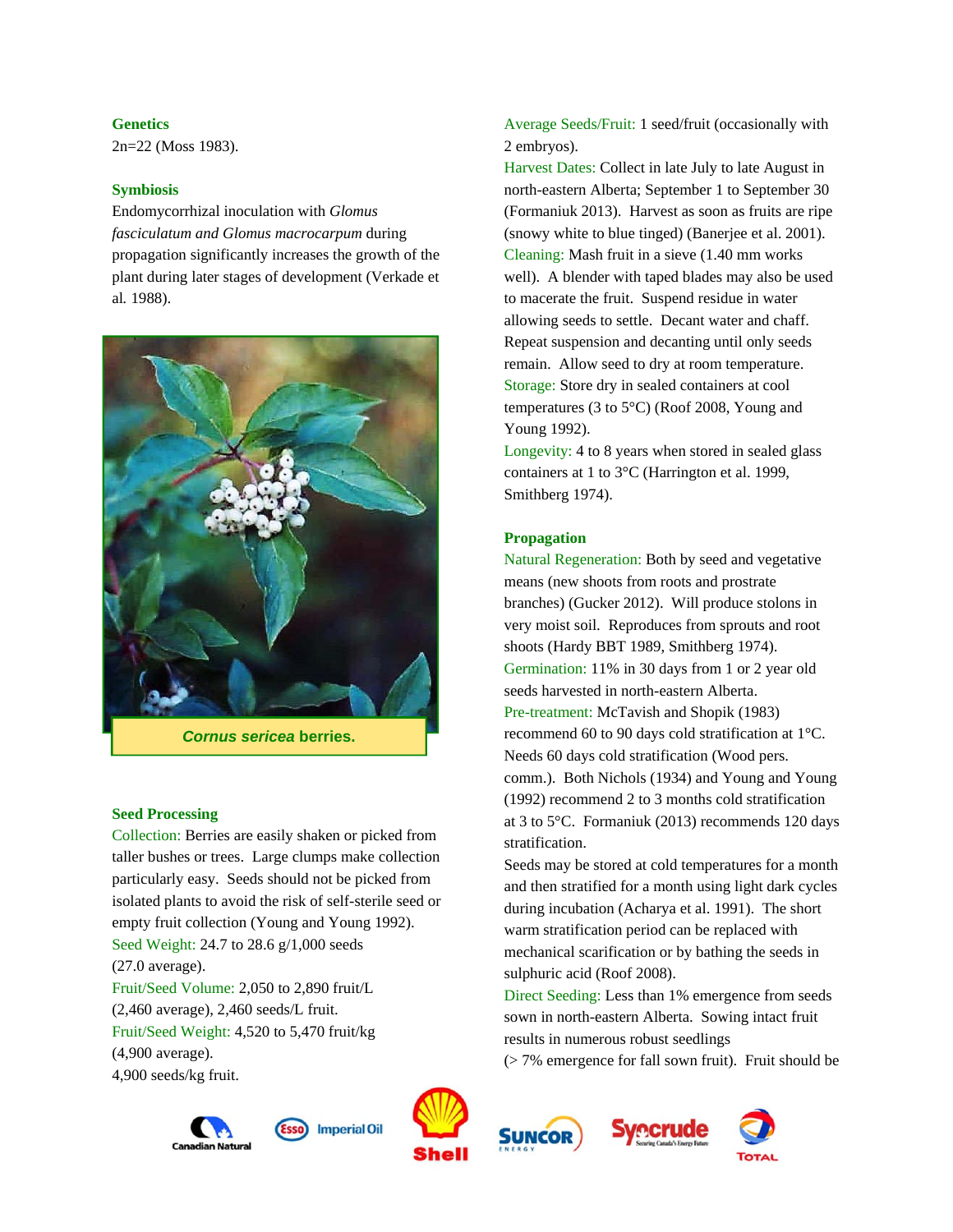### Genetics

2n=22 (Moss 1983).

### Symbiosis

Endomycorrhizal inoculation with *Glomus fasciculatum and Glomus macrocarpum* during propagation significantly increases the growth of the plant during later stages of development (Verkade et al. 1988).

***Cornus sericea* berries.**

### Seed Processing

Collection: Berries are easily shaken or picked from taller bushes or trees. Large clumps make collection particularly easy. Seeds should not be picked from isolated plants to avoid the risk of self-sterile seed or empty fruit collection (Young and Young 1992).

Seed Weight: 24.7 to 28.6 g/1,000 seeds (27.0 average).

Fruit/Seed Volume: 2,050 to 2,890 fruit/L (2,460 average), 2,460 seeds/L fruit.

Fruit/Seed Weight: 4,520 to 5,470 fruit/kg (4,900 average).
4,900 seeds/kg fruit.

Average Seeds/Fruit: 1 seed/fruit (occasionally with 2 embryos).

Harvest Dates: Collect in late July to late August in north-eastern Alberta; September 1 to September 30 (Formaniuk 2013). Harvest as soon as fruits are ripe (snowy white to blue tinged) (Banerjee et al. 2001).

Cleaning: Mash fruit in a sieve (1.40 mm works well). A blender with taped blades may also be used to macerate the fruit. Suspend residue in water allowing seeds to settle. Decant water and chaff. Repeat suspension and decanting until only seeds remain. Allow seed to dry at room temperature.

Storage: Store dry in sealed containers at cool temperatures (3 to 5°C) (Roof 2008, Young and Young 1992).

Longevity: 4 to 8 years when stored in sealed glass containers at 1 to 3°C (Harrington et al. 1999, Smithberg 1974).

### Propagation

Natural Regeneration: Both by seed and vegetative means (new shoots from roots and prostrate branches) (Gucker 2012). Will produce stolons in very moist soil. Reproduces from sprouts and root shoots (Hardy BBT 1989, Smithberg 1974).

Germination: 11% in 30 days from 1 or 2 year old seeds harvested in north-eastern Alberta.

Pre-treatment: McTavish and Shopik (1983) recommend 60 to 90 days cold stratification at 1°C. Needs 60 days cold stratification (Wood pers. comm.). Both Nichols (1934) and Young and Young (1992) recommend 2 to 3 months cold stratification at 3 to 5°C. Formaniuk (2013) recommends 120 days stratification.

Seeds may be stored at cold temperatures for a month and then stratified for a month using light dark cycles during incubation (Acharya et al. 1991). The short warm stratification period can be replaced with mechanical scarification or by bathing the seeds in sulphuric acid (Roof 2008).

Direct Seeding: Less than 1% emergence from seeds sown in north-eastern Alberta. Sowing intact fruit results in numerous robust seedlings (> 7% emergence for fall sown fruit). Fruit should be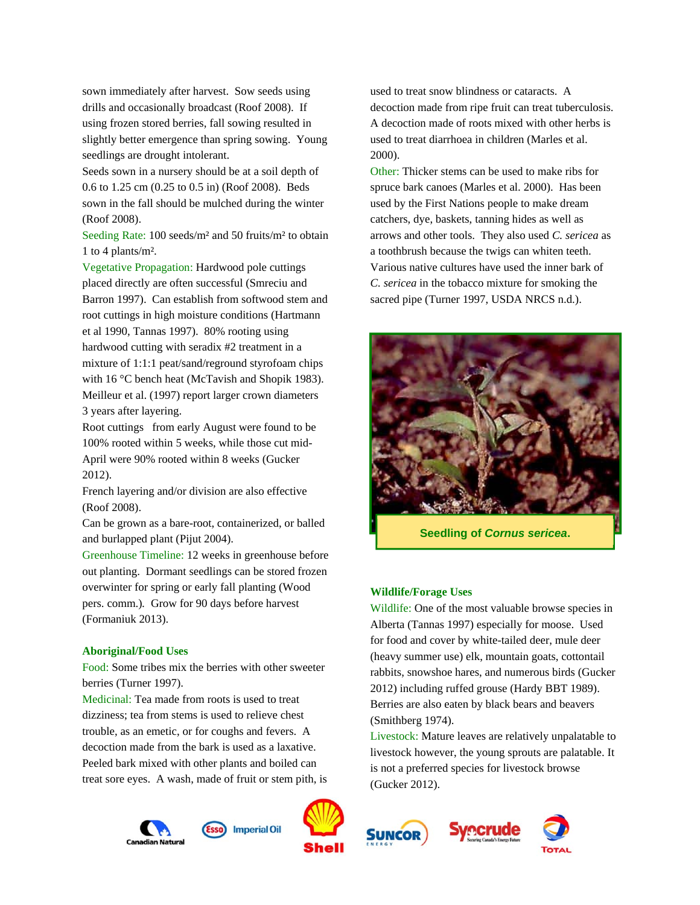sown immediately after harvest. Sow seeds using drills and occasionally broadcast (Roof 2008). If using frozen stored berries, fall sowing resulted in slightly better emergence than spring sowing. Young seedlings are drought intolerant.

Seeds sown in a nursery should be at a soil depth of 0.6 to 1.25 cm (0.25 to 0.5 in) (Roof 2008). Beds sown in the fall should be mulched during the winter (Roof 2008).

Seeding Rate: 100 seeds/m² and 50 fruits/m² to obtain 1 to 4 plants/m².

Vegetative Propagation: Hardwood pole cuttings placed directly are often successful (Smreciu and Barron 1997). Can establish from softwood stem and root cuttings in high moisture conditions (Hartmann et al 1990, Tannas 1997). 80% rooting using hardwood cutting with seradix #2 treatment in a mixture of 1:1:1 peat/sand/reground styrofoam chips with 16 °C bench heat (McTavish and Shopik 1983). Meilleur et al. (1997) report larger crown diameters 3 years after layering.

Root cuttings from early August were found to be 100% rooted within 5 weeks, while those cut mid-April were 90% rooted within 8 weeks (Gucker 2012).

French layering and/or division are also effective (Roof 2008).

Can be grown as a bare-root, containerized, or balled and burlapped plant (Pijut 2004).

Greenhouse Timeline: 12 weeks in greenhouse before out planting. Dormant seedlings can be stored frozen overwinter for spring or early fall planting (Wood pers. comm.). Grow for 90 days before harvest (Formaniuk 2013).

### Aboriginal/Food Uses

Food: Some tribes mix the berries with other sweeter berries (Turner 1997).

Medicinal: Tea made from roots is used to treat dizziness; tea from stems is used to relieve chest trouble, as an emetic, or for coughs and fevers. A decoction made from the bark is used as a laxative. Peeled bark mixed with other plants and boiled can treat sore eyes. A wash, made of fruit or stem pith, is used to treat snow blindness or cataracts. A decoction made from ripe fruit can treat tuberculosis. A decoction made of roots mixed with other herbs is used to treat diarrhoea in children (Marles et al. 2000).

Other: Thicker stems can be used to make ribs for spruce bark canoes (Marles et al. 2000). Has been used by the First Nations people to make dream catchers, dye, baskets, tanning hides as well as arrows and other tools. They also used *C. sericea* as a toothbrush because the twigs can whiten teeth. Various native cultures have used the inner bark of *C. sericea* in the tobacco mixture for smoking the sacred pipe (Turner 1997, USDA NRCS n.d.).

**Seedling of *Cornus sericea*.**

### Wildlife/Forage Uses

Wildlife: One of the most valuable browse species in Alberta (Tannas 1997) especially for moose. Used for food and cover by white-tailed deer, mule deer (heavy summer use) elk, mountain goats, cottontail rabbits, snowshoe hares, and numerous birds (Gucker 2012) including ruffed grouse (Hardy BBT 1989). Berries are also eaten by black bears and beavers (Smithberg 1974).

Livestock: Mature leaves are relatively unpalatable to livestock however, the young sprouts are palatable. It is not a preferred species for livestock browse (Gucker 2012).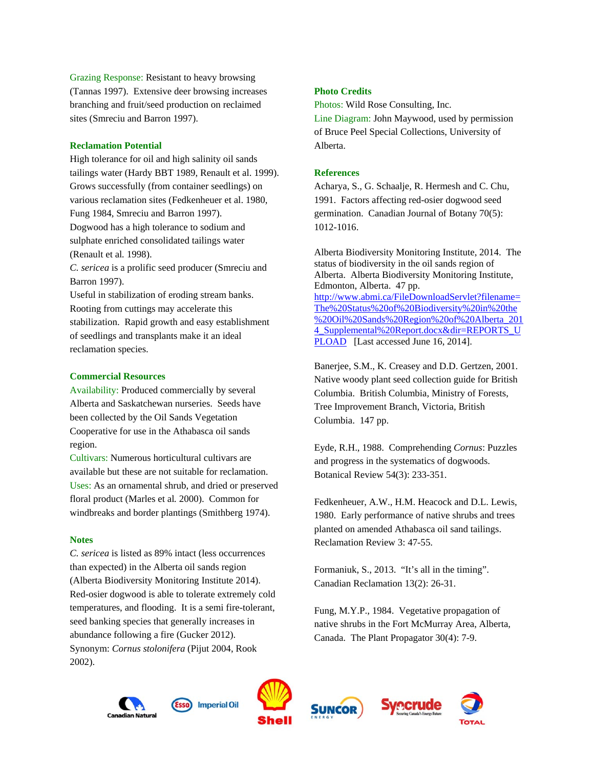Grazing Response: Resistant to heavy browsing (Tannas 1997). Extensive deer browsing increases branching and fruit/seed production on reclaimed sites (Smreciu and Barron 1997).

### Reclamation Potential

High tolerance for oil and high salinity oil sands tailings water (Hardy BBT 1989, Renault et al. 1999). Grows successfully (from container seedlings) on various reclamation sites (Fedkenheuer et al. 1980, Fung 1984, Smreciu and Barron 1997).
Dogwood has a high tolerance to sodium and sulphate enriched consolidated tailings water (Renault et al. 1998).
*C. sericea* is a prolific seed producer (Smreciu and Barron 1997).
Useful in stabilization of eroding stream banks. Rooting from cuttings may accelerate this stabilization. Rapid growth and easy establishment of seedlings and transplants make it an ideal reclamation species.

### Commercial Resources

Availability: Produced commercially by several Alberta and Saskatchewan nurseries. Seeds have been collected by the Oil Sands Vegetation Cooperative for use in the Athabasca oil sands region.
Cultivars: Numerous horticultural cultivars are available but these are not suitable for reclamation.
Uses: As an ornamental shrub, and dried or preserved floral product (Marles et al. 2000). Common for windbreaks and border plantings (Smithberg 1974).

### Notes

*C. sericea* is listed as 89% intact (less occurrences than expected) in the Alberta oil sands region (Alberta Biodiversity Monitoring Institute 2014).
Red-osier dogwood is able to tolerate extremely cold temperatures, and flooding. It is a semi fire-tolerant, seed banking species that generally increases in abundance following a fire (Gucker 2012).
Synonym: *Cornus stolonifera* (Pijut 2004, Rook 2002).

### Photo Credits

Photos: Wild Rose Consulting, Inc.
Line Diagram: John Maywood, used by permission of Bruce Peel Special Collections, University of Alberta.

### References

Acharya, S., G. Schaalje, R. Hermesh and C. Chu, 1991. Factors affecting red-osier dogwood seed germination. Canadian Journal of Botany 70(5): 1012-1016.

Alberta Biodiversity Monitoring Institute, 2014. The status of biodiversity in the oil sands region of Alberta. Alberta Biodiversity Monitoring Institute, Edmonton, Alberta. 47 pp. http://www.abmi.ca/FileDownloadServlet?filename=The%20Status%20of%20Biodiversity%20in%20the%20Oil%20Sands%20Region%20of%20Alberta_2014_Supplemental%20Report.docx&dir=REPORTS_UPLOAD [Last accessed June 16, 2014].

Banerjee, S.M., K. Creasey and D.D. Gertzen, 2001. Native woody plant seed collection guide for British Columbia. British Columbia, Ministry of Forests, Tree Improvement Branch, Victoria, British Columbia. 147 pp.

Eyde, R.H., 1988. Comprehending *Cornus*: Puzzles and progress in the systematics of dogwoods. Botanical Review 54(3): 233-351.

Fedkenheuer, A.W., H.M. Heacock and D.L. Lewis, 1980. Early performance of native shrubs and trees planted on amended Athabasca oil sand tailings. Reclamation Review 3: 47-55.

Formaniuk, S., 2013. "It's all in the timing". Canadian Reclamation 13(2): 26-31.

Fung, M.Y.P., 1984. Vegetative propagation of native shrubs in the Fort McMurray Area, Alberta, Canada. The Plant Propagator 30(4): 7-9.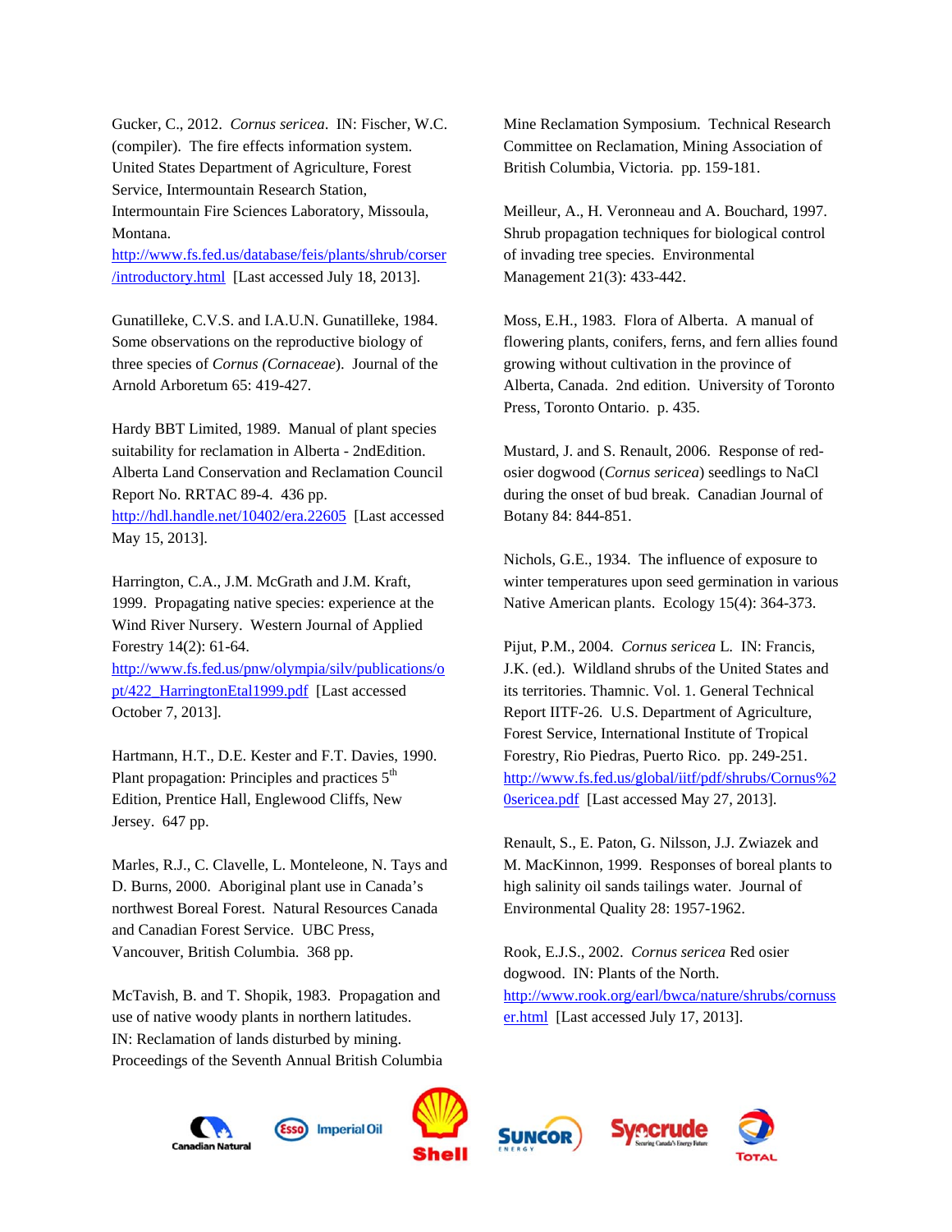Gucker, C., 2012. *Cornus sericea*. IN: Fischer, W.C. (compiler). The fire effects information system. United States Department of Agriculture, Forest Service, Intermountain Research Station, Intermountain Fire Sciences Laboratory, Missoula, Montana. http://www.fs.fed.us/database/feis/plants/shrub/corser/introductory.html [Last accessed July 18, 2013].

Gunatilleke, C.V.S. and I.A.U.N. Gunatilleke, 1984. Some observations on the reproductive biology of three species of *Cornus (Cornaceae*). Journal of the Arnold Arboretum 65: 419-427.

Hardy BBT Limited, 1989. Manual of plant species suitability for reclamation in Alberta - 2ndEdition. Alberta Land Conservation and Reclamation Council Report No. RRTAC 89-4. 436 pp. http://hdl.handle.net/10402/era.22605 [Last accessed May 15, 2013].

Harrington, C.A., J.M. McGrath and J.M. Kraft, 1999. Propagating native species: experience at the Wind River Nursery. Western Journal of Applied Forestry 14(2): 61-64. http://www.fs.fed.us/pnw/olympia/silv/publications/opt/422_HarringtonEtal1999.pdf [Last accessed October 7, 2013].

Hartmann, H.T., D.E. Kester and F.T. Davies, 1990. Plant propagation: Principles and practices 5th Edition, Prentice Hall, Englewood Cliffs, New Jersey. 647 pp.

Marles, R.J., C. Clavelle, L. Monteleone, N. Tays and D. Burns, 2000. Aboriginal plant use in Canada's northwest Boreal Forest. Natural Resources Canada and Canadian Forest Service. UBC Press, Vancouver, British Columbia. 368 pp.

McTavish, B. and T. Shopik, 1983. Propagation and use of native woody plants in northern latitudes. IN: Reclamation of lands disturbed by mining. Proceedings of the Seventh Annual British Columbia Mine Reclamation Symposium. Technical Research Committee on Reclamation, Mining Association of British Columbia, Victoria. pp. 159-181.

Meilleur, A., H. Veronneau and A. Bouchard, 1997. Shrub propagation techniques for biological control of invading tree species. Environmental Management 21(3): 433-442.

Moss, E.H., 1983. Flora of Alberta. A manual of flowering plants, conifers, ferns, and fern allies found growing without cultivation in the province of Alberta, Canada. 2nd edition. University of Toronto Press, Toronto Ontario. p. 435.

Mustard, J. and S. Renault, 2006. Response of red-osier dogwood (*Cornus sericea*) seedlings to NaCl during the onset of bud break. Canadian Journal of Botany 84: 844-851.

Nichols, G.E., 1934. The influence of exposure to winter temperatures upon seed germination in various Native American plants. Ecology 15(4): 364-373.

Pijut, P.M., 2004. *Cornus sericea* L. IN: Francis, J.K. (ed.). Wildland shrubs of the United States and its territories. Thamnic. Vol. 1. General Technical Report IITF-26. U.S. Department of Agriculture, Forest Service, International Institute of Tropical Forestry, Rio Piedras, Puerto Rico. pp. 249-251. http://www.fs.fed.us/global/iitf/pdf/shrubs/Cornus%20sericea.pdf [Last accessed May 27, 2013].

Renault, S., E. Paton, G. Nilsson, J.J. Zwiazek and M. MacKinnon, 1999. Responses of boreal plants to high salinity oil sands tailings water. Journal of Environmental Quality 28: 1957-1962.

Rook, E.J.S., 2002. *Cornus sericea* Red osier dogwood. IN: Plants of the North. http://www.rook.org/earl/bwca/nature/shrubs/cornusser.html [Last accessed July 17, 2013].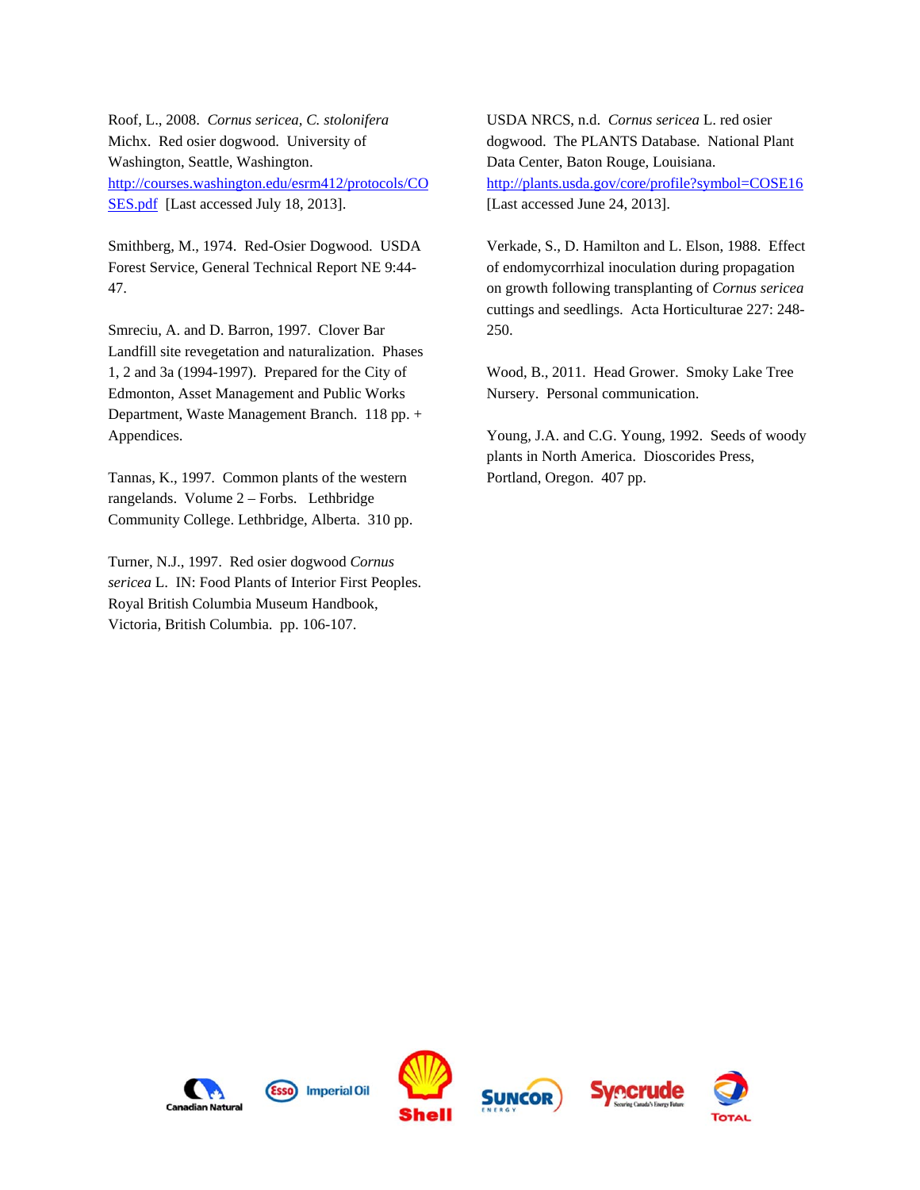Roof, L., 2008. *Cornus sericea, C. stolonifera* Michx. Red osier dogwood. University of Washington, Seattle, Washington. http://courses.washington.edu/esrm412/protocols/COSES.pdf [Last accessed July 18, 2013].

Smithberg, M., 1974. Red-Osier Dogwood. USDA Forest Service, General Technical Report NE 9:44-47.

Smreciu, A. and D. Barron, 1997. Clover Bar Landfill site revegetation and naturalization. Phases 1, 2 and 3a (1994-1997). Prepared for the City of Edmonton, Asset Management and Public Works Department, Waste Management Branch. 118 pp. + Appendices.

Tannas, K., 1997. Common plants of the western rangelands. Volume 2 – Forbs. Lethbridge Community College. Lethbridge, Alberta. 310 pp.

Turner, N.J., 1997. Red osier dogwood *Cornus sericea* L. IN: Food Plants of Interior First Peoples. Royal British Columbia Museum Handbook, Victoria, British Columbia. pp. 106-107.

USDA NRCS, n.d. *Cornus sericea* L. red osier dogwood. The PLANTS Database. National Plant Data Center, Baton Rouge, Louisiana. http://plants.usda.gov/core/profile?symbol=COSE16 [Last accessed June 24, 2013].

Verkade, S., D. Hamilton and L. Elson, 1988. Effect of endomycorrhizal inoculation during propagation on growth following transplanting of *Cornus sericea* cuttings and seedlings. Acta Horticulturae 227: 248-250.

Wood, B., 2011. Head Grower. Smoky Lake Tree Nursery. Personal communication.

Young, J.A. and C.G. Young, 1992. Seeds of woody plants in North America. Dioscorides Press, Portland, Oregon. 407 pp.